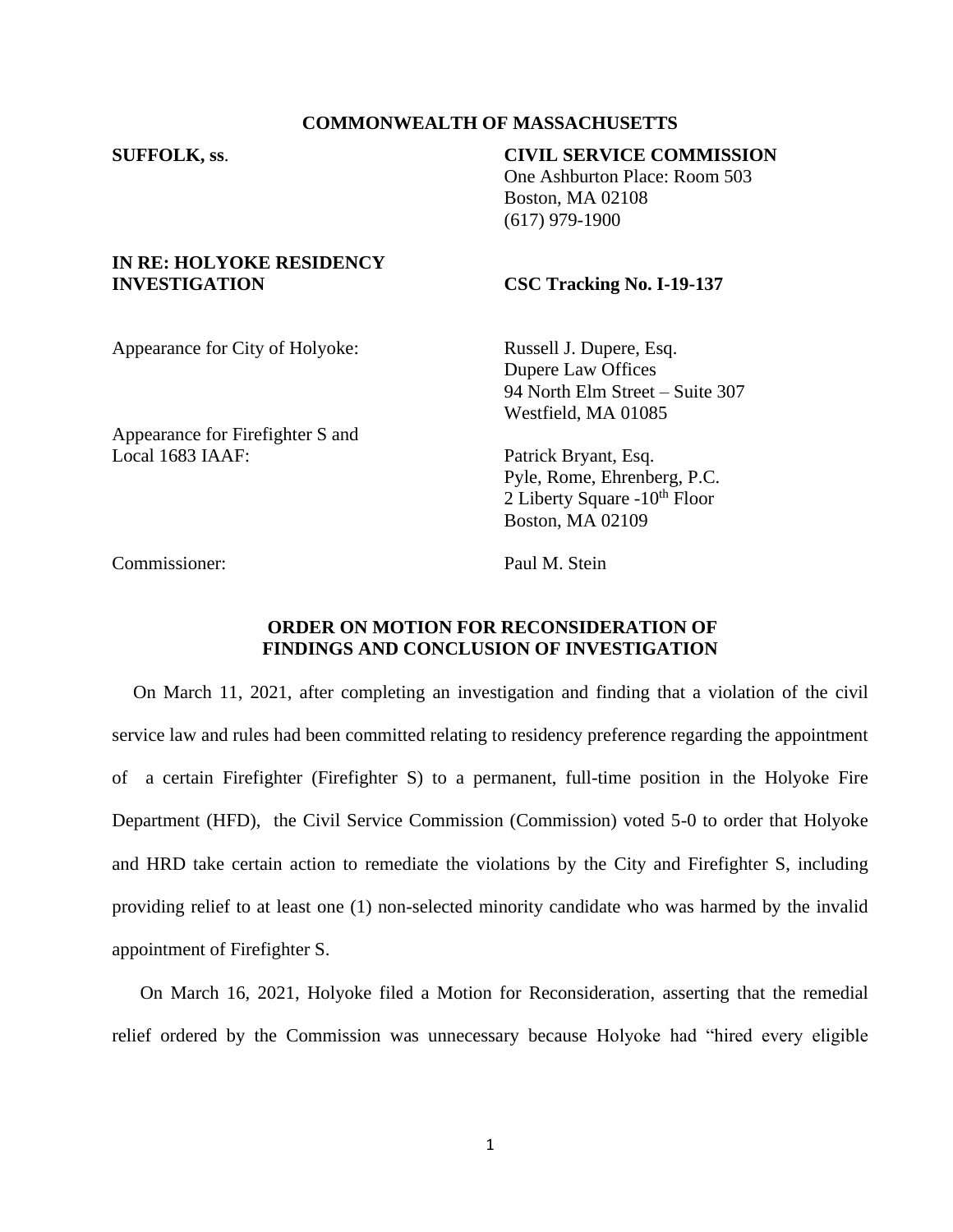**COMMONWEALTH OF MASSACHUSETTS**

**SUFFOLK, ss.**

**CIVIL SERVICE COMMISSION**
One Ashburton Place: Room 503
Boston, MA 02108
(617) 979-1900

**IN RE: HOLYOKE RESIDENCY INVESTIGATION**

**CSC Tracking No. I-19-137**

Appearance for City of Holyoke: Russell J. Dupere, Esq.
Dupere Law Offices
94 North Elm Street – Suite 307
Westfield, MA 01085

Appearance for Firefighter S and Local 1683 IAAF: Patrick Bryant, Esq.
Pyle, Rome, Ehrenberg, P.C.
2 Liberty Square -10th Floor
Boston, MA 02109

Commissioner: Paul M. Stein

## ORDER ON MOTION FOR RECONSIDERATION OF FINDINGS AND CONCLUSION OF INVESTIGATION

On March 11, 2021, after completing an investigation and finding that a violation of the civil service law and rules had been committed relating to residency preference regarding the appointment of a certain Firefighter (Firefighter S) to a permanent, full-time position in the Holyoke Fire Department (HFD), the Civil Service Commission (Commission) voted 5-0 to order that Holyoke and HRD take certain action to remediate the violations by the City and Firefighter S, including providing relief to at least one (1) non-selected minority candidate who was harmed by the invalid appointment of Firefighter S.

On March 16, 2021, Holyoke filed a Motion for Reconsideration, asserting that the remedial relief ordered by the Commission was unnecessary because Holyoke had "hired every eligible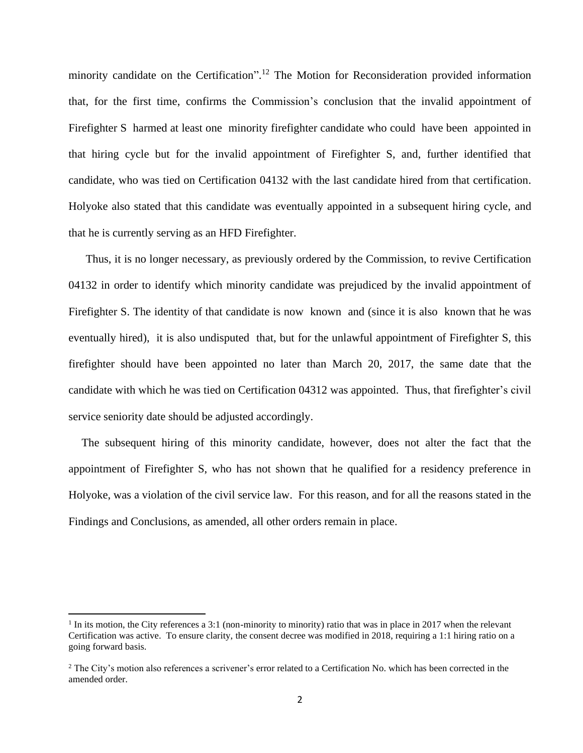minority candidate on the Certification".[12] The Motion for Reconsideration provided information that, for the first time, confirms the Commission's conclusion that the invalid appointment of Firefighter S harmed at least one minority firefighter candidate who could have been appointed in that hiring cycle but for the invalid appointment of Firefighter S, and, further identified that candidate, who was tied on Certification 04132 with the last candidate hired from that certification. Holyoke also stated that this candidate was eventually appointed in a subsequent hiring cycle, and that he is currently serving as an HFD Firefighter.

Thus, it is no longer necessary, as previously ordered by the Commission, to revive Certification 04132 in order to identify which minority candidate was prejudiced by the invalid appointment of Firefighter S. The identity of that candidate is now known and (since it is also known that he was eventually hired), it is also undisputed that, but for the unlawful appointment of Firefighter S, this firefighter should have been appointed no later than March 20, 2017, the same date that the candidate with which he was tied on Certification 04312 was appointed. Thus, that firefighter's civil service seniority date should be adjusted accordingly.

The subsequent hiring of this minority candidate, however, does not alter the fact that the appointment of Firefighter S, who has not shown that he qualified for a residency preference in Holyoke, was a violation of the civil service law. For this reason, and for all the reasons stated in the Findings and Conclusions, as amended, all other orders remain in place.

---

[1] In its motion, the City references a 3:1 (non-minority to minority) ratio that was in place in 2017 when the relevant Certification was active. To ensure clarity, the consent decree was modified in 2018, requiring a 1:1 hiring ratio on a going forward basis.

[2] The City's motion also references a scrivener's error related to a Certification No. which has been corrected in the amended order.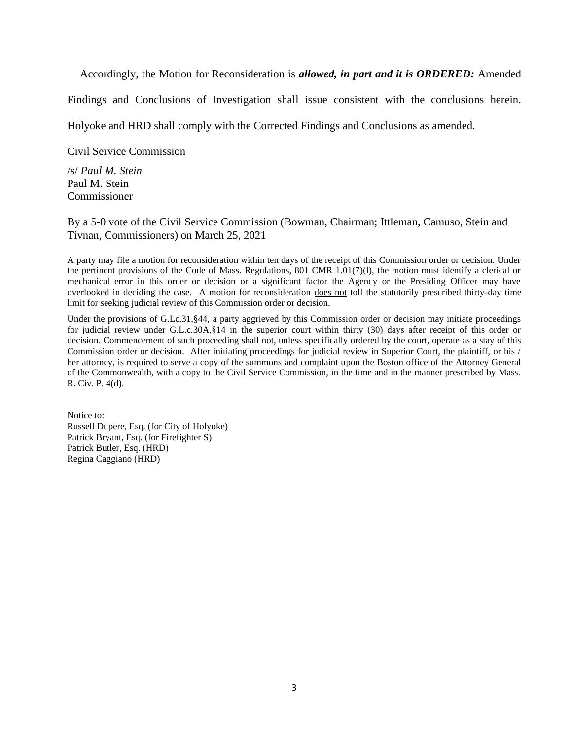Accordingly, the Motion for Reconsideration is ***allowed, in part and it is ORDERED:*** Amended Findings and Conclusions of Investigation shall issue consistent with the conclusions herein. Holyoke and HRD shall comply with the Corrected Findings and Conclusions as amended.

Civil Service Commission

/s/ *Paul M. Stein*
Paul M. Stein
Commissioner

By a 5-0 vote of the Civil Service Commission (Bowman, Chairman; Ittleman, Camuso, Stein and Tivnan, Commissioners) on March 25, 2021

A party may file a motion for reconsideration within ten days of the receipt of this Commission order or decision. Under the pertinent provisions of the Code of Mass. Regulations, 801 CMR 1.01(7)(l), the motion must identify a clerical or mechanical error in this order or decision or a significant factor the Agency or the Presiding Officer may have overlooked in deciding the case. A motion for reconsideration does not toll the statutorily prescribed thirty-day time limit for seeking judicial review of this Commission order or decision.

Under the provisions of G.Lc.31,§44, a party aggrieved by this Commission order or decision may initiate proceedings for judicial review under G.L.c.30A,§14 in the superior court within thirty (30) days after receipt of this order or decision. Commencement of such proceeding shall not, unless specifically ordered by the court, operate as a stay of this Commission order or decision. After initiating proceedings for judicial review in Superior Court, the plaintiff, or his / her attorney, is required to serve a copy of the summons and complaint upon the Boston office of the Attorney General of the Commonwealth, with a copy to the Civil Service Commission, in the time and in the manner prescribed by Mass. R. Civ. P. 4(d).

Notice to:
Russell Dupere, Esq. (for City of Holyoke)
Patrick Bryant, Esq. (for Firefighter S)
Patrick Butler, Esq. (HRD)
Regina Caggiano (HRD)